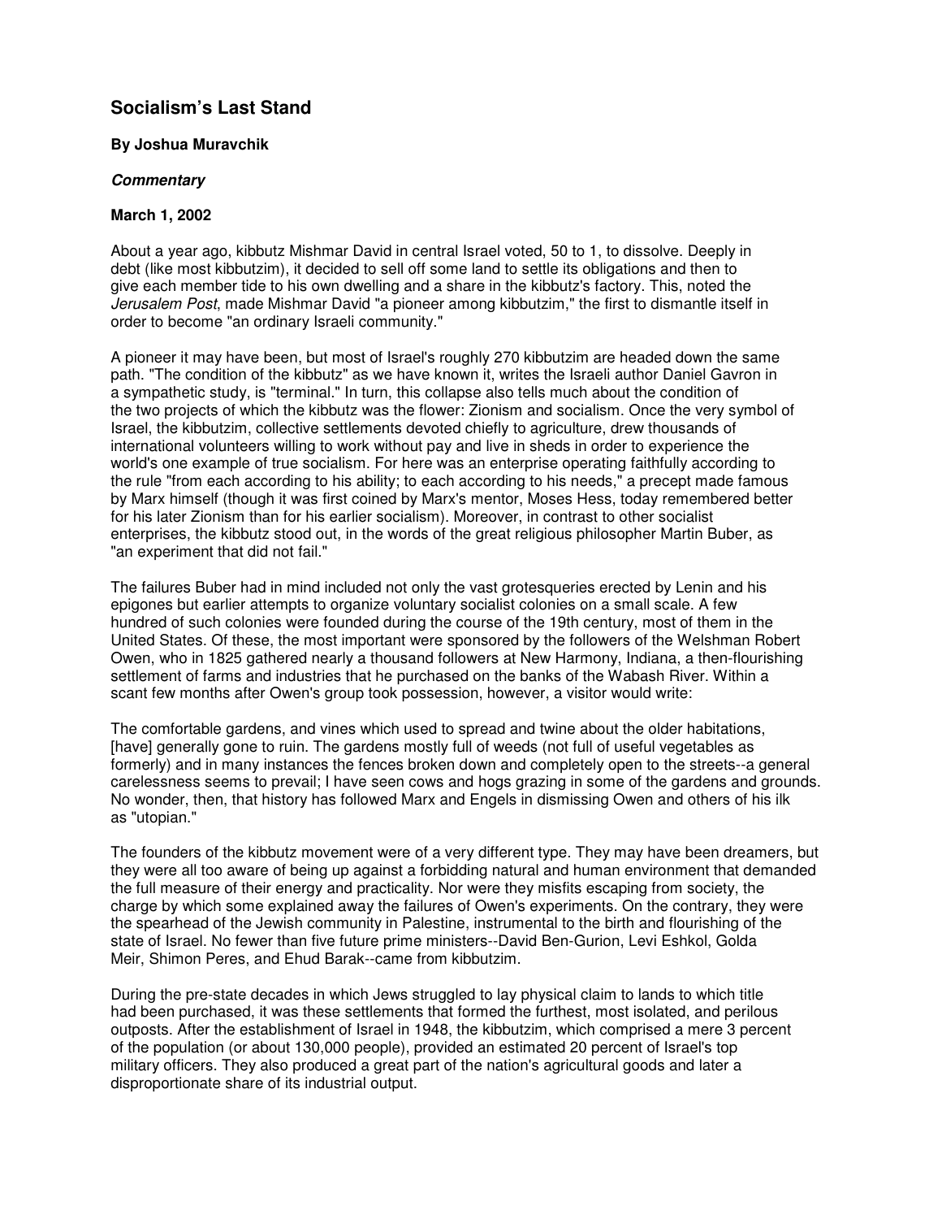# Socialism's Last Stand

**By Joshua Muravchik**

***Commentary***

**March 1, 2002**

About a year ago, kibbutz Mishmar David in central Israel voted, 50 to 1, to dissolve. Deeply in debt (like most kibbutzim), it decided to sell off some land to settle its obligations and then to give each member tide to his own dwelling and a share in the kibbutz's factory. This, noted the *Jerusalem Post*, made Mishmar David "a pioneer among kibbutzim," the first to dismantle itself in order to become "an ordinary Israeli community."

A pioneer it may have been, but most of Israel's roughly 270 kibbutzim are headed down the same path. "The condition of the kibbutz" as we have known it, writes the Israeli author Daniel Gavron in a sympathetic study, is "terminal." In turn, this collapse also tells much about the condition of the two projects of which the kibbutz was the flower: Zionism and socialism. Once the very symbol of Israel, the kibbutzim, collective settlements devoted chiefly to agriculture, drew thousands of international volunteers willing to work without pay and live in sheds in order to experience the world's one example of true socialism. For here was an enterprise operating faithfully according to the rule "from each according to his ability; to each according to his needs," a precept made famous by Marx himself (though it was first coined by Marx's mentor, Moses Hess, today remembered better for his later Zionism than for his earlier socialism). Moreover, in contrast to other socialist enterprises, the kibbutz stood out, in the words of the great religious philosopher Martin Buber, as "an experiment that did not fail."

The failures Buber had in mind included not only the vast grotesqueries erected by Lenin and his epigones but earlier attempts to organize voluntary socialist colonies on a small scale. A few hundred of such colonies were founded during the course of the 19th century, most of them in the United States. Of these, the most important were sponsored by the followers of the Welshman Robert Owen, who in 1825 gathered nearly a thousand followers at New Harmony, Indiana, a then-flourishing settlement of farms and industries that he purchased on the banks of the Wabash River. Within a scant few months after Owen's group took possession, however, a visitor would write:

The comfortable gardens, and vines which used to spread and twine about the older habitations, [have] generally gone to ruin. The gardens mostly full of weeds (not full of useful vegetables as formerly) and in many instances the fences broken down and completely open to the streets--a general carelessness seems to prevail; I have seen cows and hogs grazing in some of the gardens and grounds. No wonder, then, that history has followed Marx and Engels in dismissing Owen and others of his ilk as "utopian."

The founders of the kibbutz movement were of a very different type. They may have been dreamers, but they were all too aware of being up against a forbidding natural and human environment that demanded the full measure of their energy and practicality. Nor were they misfits escaping from society, the charge by which some explained away the failures of Owen's experiments. On the contrary, they were the spearhead of the Jewish community in Palestine, instrumental to the birth and flourishing of the state of Israel. No fewer than five future prime ministers--David Ben-Gurion, Levi Eshkol, Golda Meir, Shimon Peres, and Ehud Barak--came from kibbutzim.

During the pre-state decades in which Jews struggled to lay physical claim to lands to which title had been purchased, it was these settlements that formed the furthest, most isolated, and perilous outposts. After the establishment of Israel in 1948, the kibbutzim, which comprised a mere 3 percent of the population (or about 130,000 people), provided an estimated 20 percent of Israel's top military officers. They also produced a great part of the nation's agricultural goods and later a disproportionate share of its industrial output.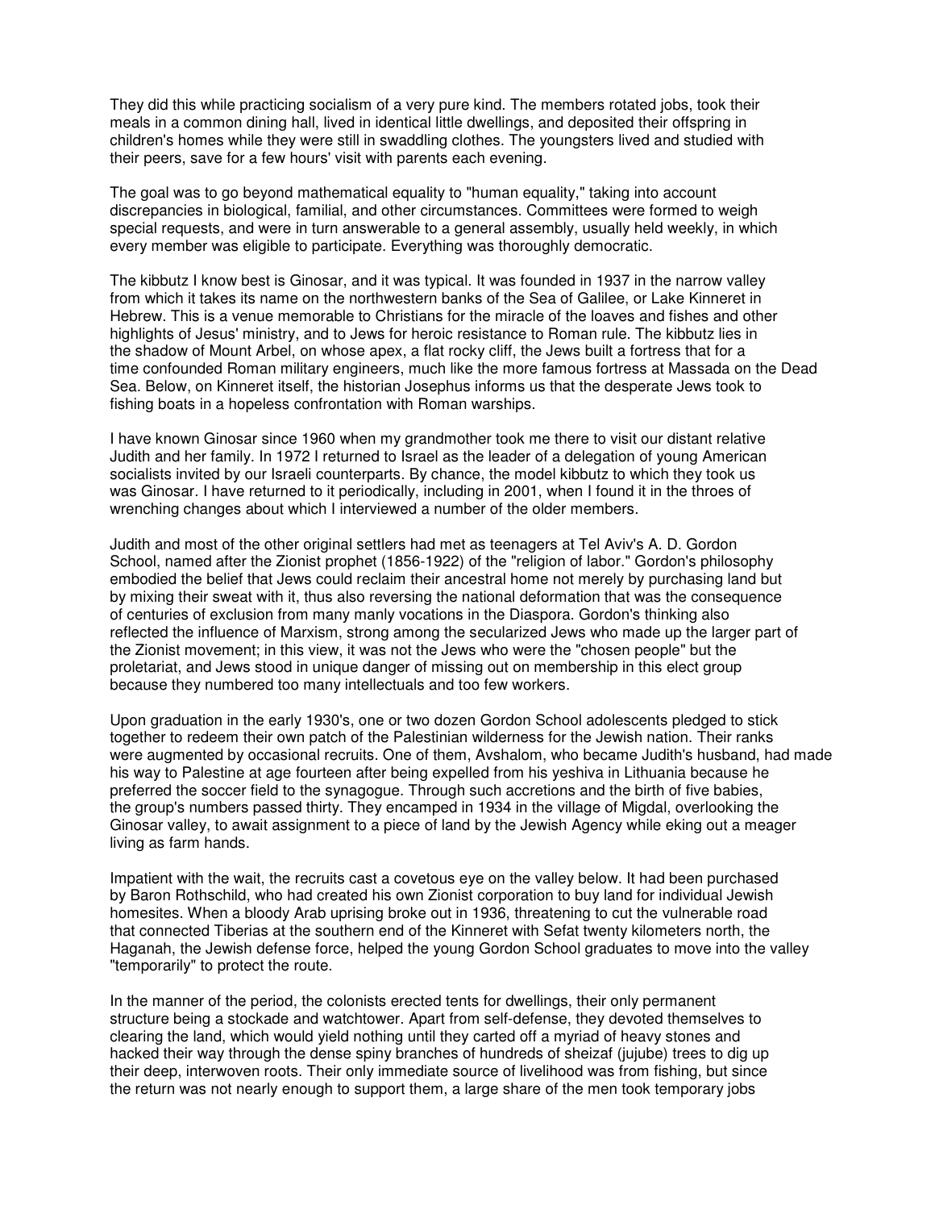They did this while practicing socialism of a very pure kind. The members rotated jobs, took their meals in a common dining hall, lived in identical little dwellings, and deposited their offspring in children's homes while they were still in swaddling clothes. The youngsters lived and studied with their peers, save for a few hours' visit with parents each evening.

The goal was to go beyond mathematical equality to "human equality," taking into account discrepancies in biological, familial, and other circumstances. Committees were formed to weigh special requests, and were in turn answerable to a general assembly, usually held weekly, in which every member was eligible to participate. Everything was thoroughly democratic.

The kibbutz I know best is Ginosar, and it was typical. It was founded in 1937 in the narrow valley from which it takes its name on the northwestern banks of the Sea of Galilee, or Lake Kinneret in Hebrew. This is a venue memorable to Christians for the miracle of the loaves and fishes and other highlights of Jesus' ministry, and to Jews for heroic resistance to Roman rule. The kibbutz lies in the shadow of Mount Arbel, on whose apex, a flat rocky cliff, the Jews built a fortress that for a time confounded Roman military engineers, much like the more famous fortress at Massada on the Dead Sea. Below, on Kinneret itself, the historian Josephus informs us that the desperate Jews took to fishing boats in a hopeless confrontation with Roman warships.

I have known Ginosar since 1960 when my grandmother took me there to visit our distant relative Judith and her family. In 1972 I returned to Israel as the leader of a delegation of young American socialists invited by our Israeli counterparts. By chance, the model kibbutz to which they took us was Ginosar. I have returned to it periodically, including in 2001, when I found it in the throes of wrenching changes about which I interviewed a number of the older members.

Judith and most of the other original settlers had met as teenagers at Tel Aviv's A. D. Gordon School, named after the Zionist prophet (1856-1922) of the "religion of labor." Gordon's philosophy embodied the belief that Jews could reclaim their ancestral home not merely by purchasing land but by mixing their sweat with it, thus also reversing the national deformation that was the consequence of centuries of exclusion from many manly vocations in the Diaspora. Gordon's thinking also reflected the influence of Marxism, strong among the secularized Jews who made up the larger part of the Zionist movement; in this view, it was not the Jews who were the "chosen people" but the proletariat, and Jews stood in unique danger of missing out on membership in this elect group because they numbered too many intellectuals and too few workers.

Upon graduation in the early 1930's, one or two dozen Gordon School adolescents pledged to stick together to redeem their own patch of the Palestinian wilderness for the Jewish nation. Their ranks were augmented by occasional recruits. One of them, Avshalom, who became Judith's husband, had made his way to Palestine at age fourteen after being expelled from his yeshiva in Lithuania because he preferred the soccer field to the synagogue. Through such accretions and the birth of five babies, the group's numbers passed thirty. They encamped in 1934 in the village of Migdal, overlooking the Ginosar valley, to await assignment to a piece of land by the Jewish Agency while eking out a meager living as farm hands.

Impatient with the wait, the recruits cast a covetous eye on the valley below. It had been purchased by Baron Rothschild, who had created his own Zionist corporation to buy land for individual Jewish homesites. When a bloody Arab uprising broke out in 1936, threatening to cut the vulnerable road that connected Tiberias at the southern end of the Kinneret with Sefat twenty kilometers north, the Haganah, the Jewish defense force, helped the young Gordon School graduates to move into the valley "temporarily" to protect the route.

In the manner of the period, the colonists erected tents for dwellings, their only permanent structure being a stockade and watchtower. Apart from self-defense, they devoted themselves to clearing the land, which would yield nothing until they carted off a myriad of heavy stones and hacked their way through the dense spiny branches of hundreds of sheizaf (jujube) trees to dig up their deep, interwoven roots. Their only immediate source of livelihood was from fishing, but since the return was not nearly enough to support them, a large share of the men took temporary jobs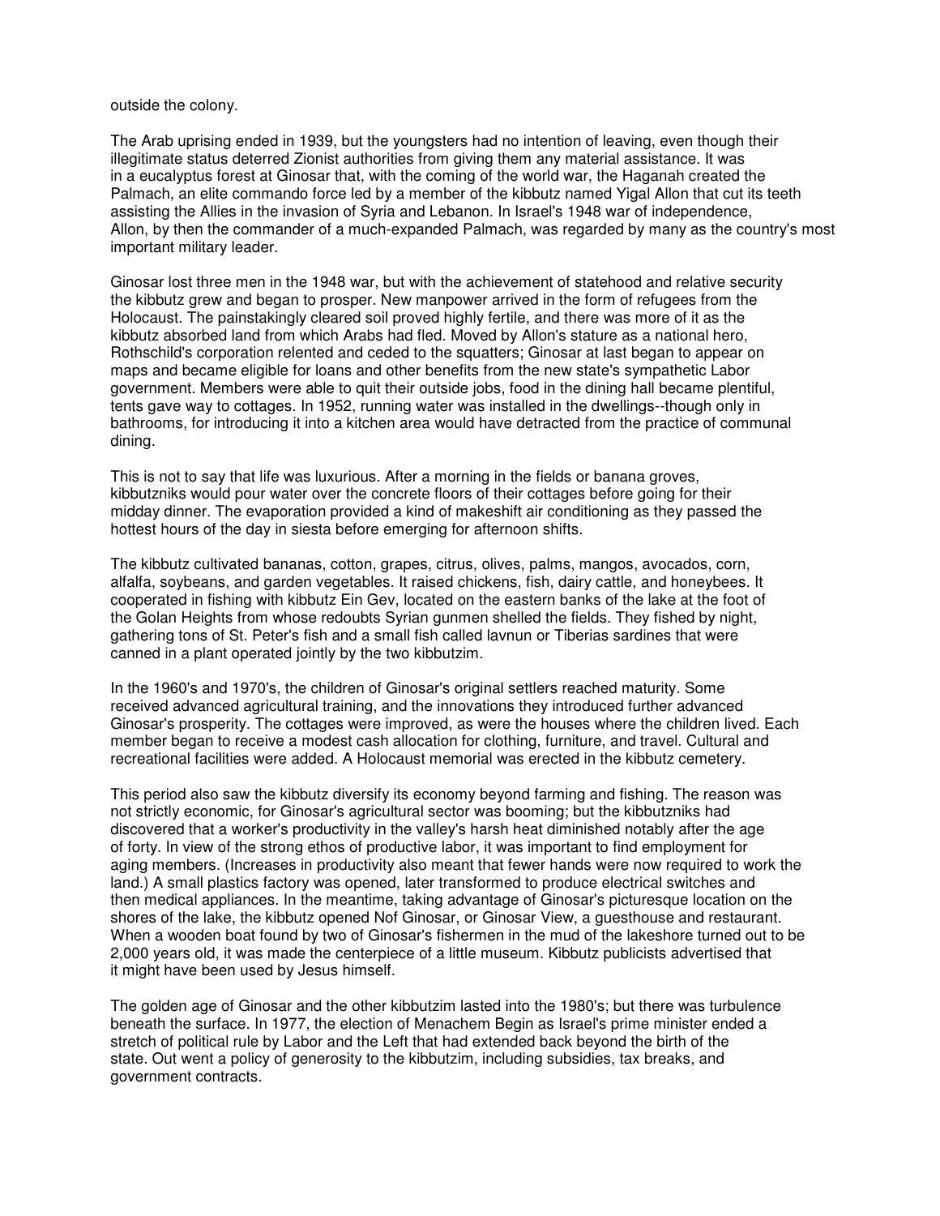outside the colony.

The Arab uprising ended in 1939, but the youngsters had no intention of leaving, even though their illegitimate status deterred Zionist authorities from giving them any material assistance. It was in a eucalyptus forest at Ginosar that, with the coming of the world war, the Haganah created the Palmach, an elite commando force led by a member of the kibbutz named Yigal Allon that cut its teeth assisting the Allies in the invasion of Syria and Lebanon. In Israel's 1948 war of independence, Allon, by then the commander of a much-expanded Palmach, was regarded by many as the country's most important military leader.

Ginosar lost three men in the 1948 war, but with the achievement of statehood and relative security the kibbutz grew and began to prosper. New manpower arrived in the form of refugees from the Holocaust. The painstakingly cleared soil proved highly fertile, and there was more of it as the kibbutz absorbed land from which Arabs had fled. Moved by Allon's stature as a national hero, Rothschild's corporation relented and ceded to the squatters; Ginosar at last began to appear on maps and became eligible for loans and other benefits from the new state's sympathetic Labor government. Members were able to quit their outside jobs, food in the dining hall became plentiful, tents gave way to cottages. In 1952, running water was installed in the dwellings--though only in bathrooms, for introducing it into a kitchen area would have detracted from the practice of communal dining.

This is not to say that life was luxurious. After a morning in the fields or banana groves, kibbutzniks would pour water over the concrete floors of their cottages before going for their midday dinner. The evaporation provided a kind of makeshift air conditioning as they passed the hottest hours of the day in siesta before emerging for afternoon shifts.

The kibbutz cultivated bananas, cotton, grapes, citrus, olives, palms, mangos, avocados, corn, alfalfa, soybeans, and garden vegetables. It raised chickens, fish, dairy cattle, and honeybees. It cooperated in fishing with kibbutz Ein Gev, located on the eastern banks of the lake at the foot of the Golan Heights from whose redoubts Syrian gunmen shelled the fields. They fished by night, gathering tons of St. Peter's fish and a small fish called lavnun or Tiberias sardines that were canned in a plant operated jointly by the two kibbutzim.

In the 1960's and 1970's, the children of Ginosar's original settlers reached maturity. Some received advanced agricultural training, and the innovations they introduced further advanced Ginosar's prosperity. The cottages were improved, as were the houses where the children lived. Each member began to receive a modest cash allocation for clothing, furniture, and travel. Cultural and recreational facilities were added. A Holocaust memorial was erected in the kibbutz cemetery.

This period also saw the kibbutz diversify its economy beyond farming and fishing. The reason was not strictly economic, for Ginosar's agricultural sector was booming; but the kibbutzniks had discovered that a worker's productivity in the valley's harsh heat diminished notably after the age of forty. In view of the strong ethos of productive labor, it was important to find employment for aging members. (Increases in productivity also meant that fewer hands were now required to work the land.) A small plastics factory was opened, later transformed to produce electrical switches and then medical appliances. In the meantime, taking advantage of Ginosar's picturesque location on the shores of the lake, the kibbutz opened Nof Ginosar, or Ginosar View, a guesthouse and restaurant. When a wooden boat found by two of Ginosar's fishermen in the mud of the lakeshore turned out to be 2,000 years old, it was made the centerpiece of a little museum. Kibbutz publicists advertised that it might have been used by Jesus himself.

The golden age of Ginosar and the other kibbutzim lasted into the 1980's; but there was turbulence beneath the surface. In 1977, the election of Menachem Begin as Israel's prime minister ended a stretch of political rule by Labor and the Left that had extended back beyond the birth of the state. Out went a policy of generosity to the kibbutzim, including subsidies, tax breaks, and government contracts.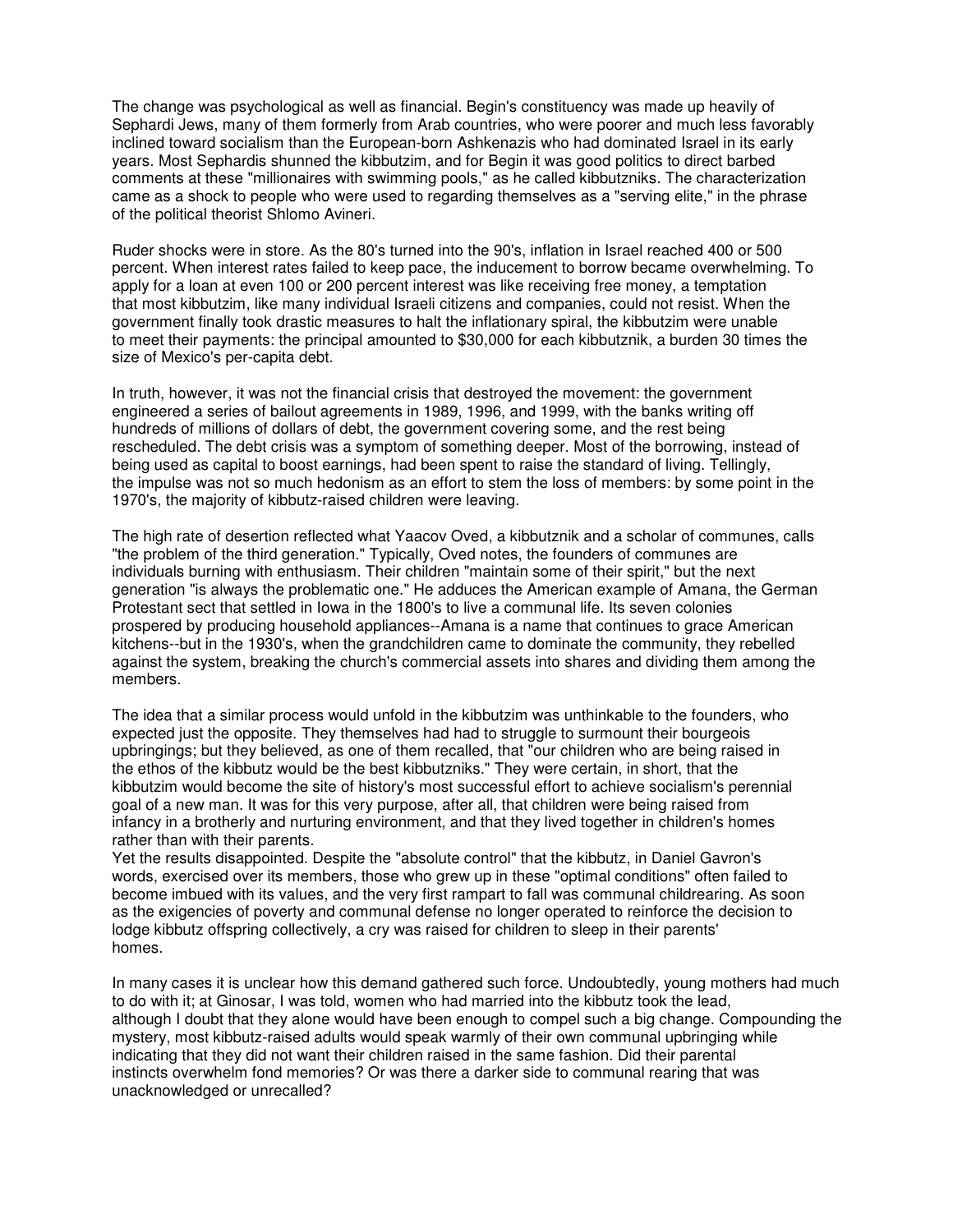The change was psychological as well as financial. Begin's constituency was made up heavily of Sephardi Jews, many of them formerly from Arab countries, who were poorer and much less favorably inclined toward socialism than the European-born Ashkenazis who had dominated Israel in its early years. Most Sephardis shunned the kibbutzim, and for Begin it was good politics to direct barbed comments at these "millionaires with swimming pools," as he called kibbutzniks. The characterization came as a shock to people who were used to regarding themselves as a "serving elite," in the phrase of the political theorist Shlomo Avineri.

Ruder shocks were in store. As the 80's turned into the 90's, inflation in Israel reached 400 or 500 percent. When interest rates failed to keep pace, the inducement to borrow became overwhelming. To apply for a loan at even 100 or 200 percent interest was like receiving free money, a temptation that most kibbutzim, like many individual Israeli citizens and companies, could not resist. When the government finally took drastic measures to halt the inflationary spiral, the kibbutzim were unable to meet their payments: the principal amounted to $30,000 for each kibbutznik, a burden 30 times the size of Mexico's per-capita debt.

In truth, however, it was not the financial crisis that destroyed the movement: the government engineered a series of bailout agreements in 1989, 1996, and 1999, with the banks writing off hundreds of millions of dollars of debt, the government covering some, and the rest being rescheduled. The debt crisis was a symptom of something deeper. Most of the borrowing, instead of being used as capital to boost earnings, had been spent to raise the standard of living. Tellingly, the impulse was not so much hedonism as an effort to stem the loss of members: by some point in the 1970's, the majority of kibbutz-raised children were leaving.

The high rate of desertion reflected what Yaacov Oved, a kibbutznik and a scholar of communes, calls "the problem of the third generation." Typically, Oved notes, the founders of communes are individuals burning with enthusiasm. Their children "maintain some of their spirit," but the next generation "is always the problematic one." He adduces the American example of Amana, the German Protestant sect that settled in Iowa in the 1800's to live a communal life. Its seven colonies prospered by producing household appliances--Amana is a name that continues to grace American kitchens--but in the 1930's, when the grandchildren came to dominate the community, they rebelled against the system, breaking the church's commercial assets into shares and dividing them among the members.

The idea that a similar process would unfold in the kibbutzim was unthinkable to the founders, who expected just the opposite. They themselves had had to struggle to surmount their bourgeois upbringings; but they believed, as one of them recalled, that "our children who are being raised in the ethos of the kibbutz would be the best kibbutzniks." They were certain, in short, that the kibbutzim would become the site of history's most successful effort to achieve socialism's perennial goal of a new man. It was for this very purpose, after all, that children were being raised from infancy in a brotherly and nurturing environment, and that they lived together in children's homes rather than with their parents.

Yet the results disappointed. Despite the "absolute control" that the kibbutz, in Daniel Gavron's words, exercised over its members, those who grew up in these "optimal conditions" often failed to become imbued with its values, and the very first rampart to fall was communal childrearing. As soon as the exigencies of poverty and communal defense no longer operated to reinforce the decision to lodge kibbutz offspring collectively, a cry was raised for children to sleep in their parents' homes.

In many cases it is unclear how this demand gathered such force. Undoubtedly, young mothers had much to do with it; at Ginosar, I was told, women who had married into the kibbutz took the lead, although I doubt that they alone would have been enough to compel such a big change. Compounding the mystery, most kibbutz-raised adults would speak warmly of their own communal upbringing while indicating that they did not want their children raised in the same fashion. Did their parental instincts overwhelm fond memories? Or was there a darker side to communal rearing that was unacknowledged or unrecalled?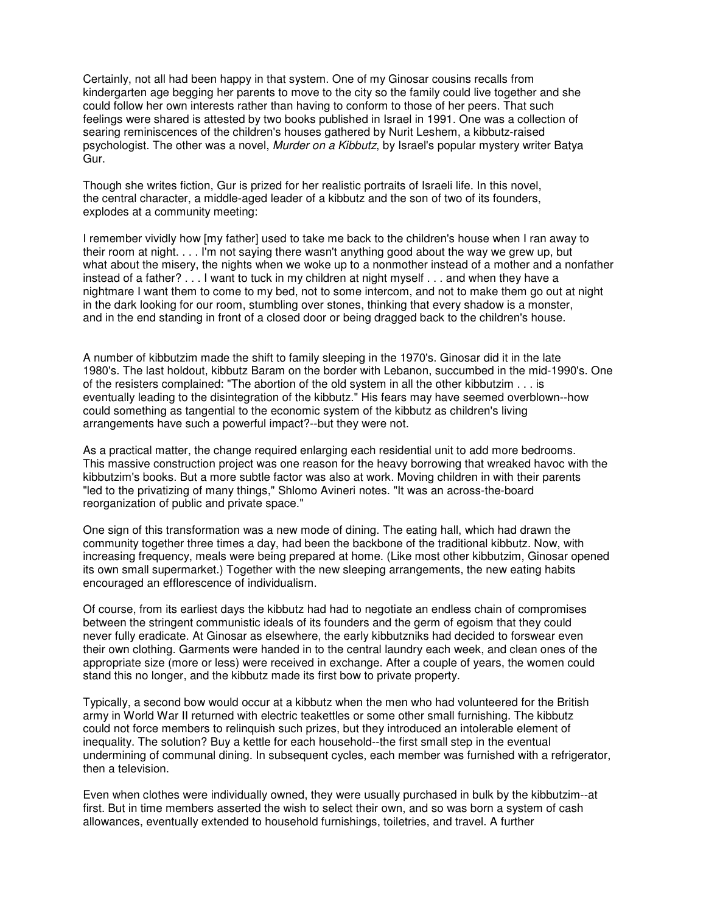Certainly, not all had been happy in that system. One of my Ginosar cousins recalls from kindergarten age begging her parents to move to the city so the family could live together and she could follow her own interests rather than having to conform to those of her peers. That such feelings were shared is attested by two books published in Israel in 1991. One was a collection of searing reminiscences of the children's houses gathered by Nurit Leshem, a kibbutz-raised psychologist. The other was a novel, *Murder on a Kibbutz*, by Israel's popular mystery writer Batya Gur.

Though she writes fiction, Gur is prized for her realistic portraits of Israeli life. In this novel, the central character, a middle-aged leader of a kibbutz and the son of two of its founders, explodes at a community meeting:

I remember vividly how [my father] used to take me back to the children's house when I ran away to their room at night. . . . I'm not saying there wasn't anything good about the way we grew up, but what about the misery, the nights when we woke up to a nonmother instead of a mother and a nonfather instead of a father? . . . I want to tuck in my children at night myself . . . and when they have a nightmare I want them to come to my bed, not to some intercom, and not to make them go out at night in the dark looking for our room, stumbling over stones, thinking that every shadow is a monster, and in the end standing in front of a closed door or being dragged back to the children's house.

A number of kibbutzim made the shift to family sleeping in the 1970's. Ginosar did it in the late 1980's. The last holdout, kibbutz Baram on the border with Lebanon, succumbed in the mid-1990's. One of the resisters complained: "The abortion of the old system in all the other kibbutzim . . . is eventually leading to the disintegration of the kibbutz." His fears may have seemed overblown--how could something as tangential to the economic system of the kibbutz as children's living arrangements have such a powerful impact?--but they were not.

As a practical matter, the change required enlarging each residential unit to add more bedrooms. This massive construction project was one reason for the heavy borrowing that wreaked havoc with the kibbutzim's books. But a more subtle factor was also at work. Moving children in with their parents "led to the privatizing of many things," Shlomo Avineri notes. "It was an across-the-board reorganization of public and private space."

One sign of this transformation was a new mode of dining. The eating hall, which had drawn the community together three times a day, had been the backbone of the traditional kibbutz. Now, with increasing frequency, meals were being prepared at home. (Like most other kibbutzim, Ginosar opened its own small supermarket.) Together with the new sleeping arrangements, the new eating habits encouraged an efflorescence of individualism.

Of course, from its earliest days the kibbutz had had to negotiate an endless chain of compromises between the stringent communistic ideals of its founders and the germ of egoism that they could never fully eradicate. At Ginosar as elsewhere, the early kibbutzniks had decided to forswear even their own clothing. Garments were handed in to the central laundry each week, and clean ones of the appropriate size (more or less) were received in exchange. After a couple of years, the women could stand this no longer, and the kibbutz made its first bow to private property.

Typically, a second bow would occur at a kibbutz when the men who had volunteered for the British army in World War II returned with electric teakettles or some other small furnishing. The kibbutz could not force members to relinquish such prizes, but they introduced an intolerable element of inequality. The solution? Buy a kettle for each household--the first small step in the eventual undermining of communal dining. In subsequent cycles, each member was furnished with a refrigerator, then a television.

Even when clothes were individually owned, they were usually purchased in bulk by the kibbutzim--at first. But in time members asserted the wish to select their own, and so was born a system of cash allowances, eventually extended to household furnishings, toiletries, and travel. A further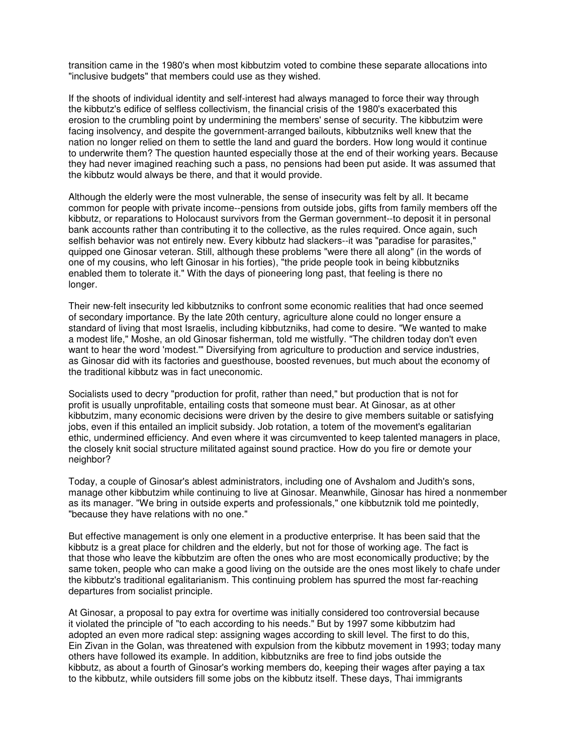transition came in the 1980's when most kibbutzim voted to combine these separate allocations into "inclusive budgets" that members could use as they wished.

If the shoots of individual identity and self-interest had always managed to force their way through the kibbutz's edifice of selfless collectivism, the financial crisis of the 1980's exacerbated this erosion to the crumbling point by undermining the members' sense of security. The kibbutzim were facing insolvency, and despite the government-arranged bailouts, kibbutzniks well knew that the nation no longer relied on them to settle the land and guard the borders. How long would it continue to underwrite them? The question haunted especially those at the end of their working years. Because they had never imagined reaching such a pass, no pensions had been put aside. It was assumed that the kibbutz would always be there, and that it would provide.

Although the elderly were the most vulnerable, the sense of insecurity was felt by all. It became common for people with private income--pensions from outside jobs, gifts from family members off the kibbutz, or reparations to Holocaust survivors from the German government--to deposit it in personal bank accounts rather than contributing it to the collective, as the rules required. Once again, such selfish behavior was not entirely new. Every kibbutz had slackers--it was "paradise for parasites," quipped one Ginosar veteran. Still, although these problems "were there all along" (in the words of one of my cousins, who left Ginosar in his forties), "the pride people took in being kibbutzniks enabled them to tolerate it." With the days of pioneering long past, that feeling is there no longer.

Their new-felt insecurity led kibbutzniks to confront some economic realities that had once seemed of secondary importance. By the late 20th century, agriculture alone could no longer ensure a standard of living that most Israelis, including kibbutzniks, had come to desire. "We wanted to make a modest life," Moshe, an old Ginosar fisherman, told me wistfully. "The children today don't even want to hear the word 'modest.'" Diversifying from agriculture to production and service industries, as Ginosar did with its factories and guesthouse, boosted revenues, but much about the economy of the traditional kibbutz was in fact uneconomic.

Socialists used to decry "production for profit, rather than need," but production that is not for profit is usually unprofitable, entailing costs that someone must bear. At Ginosar, as at other kibbutzim, many economic decisions were driven by the desire to give members suitable or satisfying jobs, even if this entailed an implicit subsidy. Job rotation, a totem of the movement's egalitarian ethic, undermined efficiency. And even where it was circumvented to keep talented managers in place, the closely knit social structure militated against sound practice. How do you fire or demote your neighbor?

Today, a couple of Ginosar's ablest administrators, including one of Avshalom and Judith's sons, manage other kibbutzim while continuing to live at Ginosar. Meanwhile, Ginosar has hired a nonmember as its manager. "We bring in outside experts and professionals," one kibbutznik told me pointedly, "because they have relations with no one."

But effective management is only one element in a productive enterprise. It has been said that the kibbutz is a great place for children and the elderly, but not for those of working age. The fact is that those who leave the kibbutzim are often the ones who are most economically productive; by the same token, people who can make a good living on the outside are the ones most likely to chafe under the kibbutz's traditional egalitarianism. This continuing problem has spurred the most far-reaching departures from socialist principle.

At Ginosar, a proposal to pay extra for overtime was initially considered too controversial because it violated the principle of "to each according to his needs." But by 1997 some kibbutzim had adopted an even more radical step: assigning wages according to skill level. The first to do this, Ein Zivan in the Golan, was threatened with expulsion from the kibbutz movement in 1993; today many others have followed its example. In addition, kibbutzniks are free to find jobs outside the kibbutz, as about a fourth of Ginosar's working members do, keeping their wages after paying a tax to the kibbutz, while outsiders fill some jobs on the kibbutz itself. These days, Thai immigrants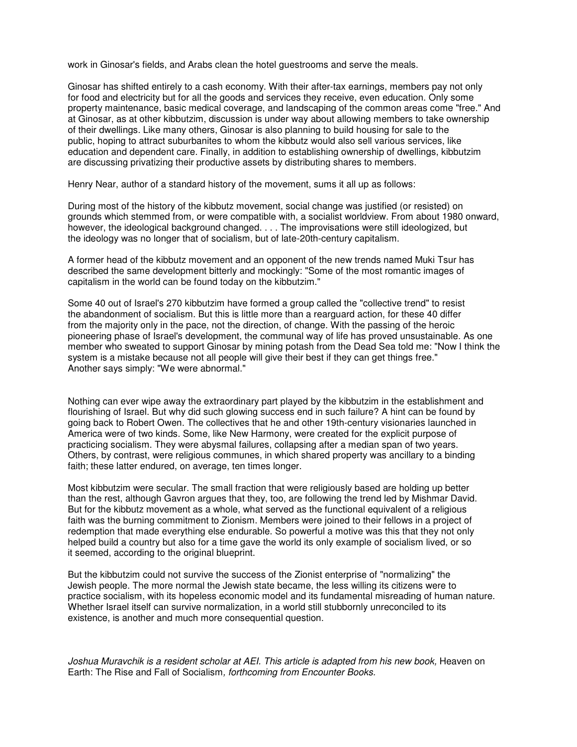work in Ginosar's fields, and Arabs clean the hotel guestrooms and serve the meals.

Ginosar has shifted entirely to a cash economy. With their after-tax earnings, members pay not only for food and electricity but for all the goods and services they receive, even education. Only some property maintenance, basic medical coverage, and landscaping of the common areas come "free." And at Ginosar, as at other kibbutzim, discussion is under way about allowing members to take ownership of their dwellings. Like many others, Ginosar is also planning to build housing for sale to the public, hoping to attract suburbanites to whom the kibbutz would also sell various services, like education and dependent care. Finally, in addition to establishing ownership of dwellings, kibbutzim are discussing privatizing their productive assets by distributing shares to members.

Henry Near, author of a standard history of the movement, sums it all up as follows:

During most of the history of the kibbutz movement, social change was justified (or resisted) on grounds which stemmed from, or were compatible with, a socialist worldview. From about 1980 onward, however, the ideological background changed. . . . The improvisations were still ideologized, but the ideology was no longer that of socialism, but of late-20th-century capitalism.

A former head of the kibbutz movement and an opponent of the new trends named Muki Tsur has described the same development bitterly and mockingly: "Some of the most romantic images of capitalism in the world can be found today on the kibbutzim."

Some 40 out of Israel's 270 kibbutzim have formed a group called the "collective trend" to resist the abandonment of socialism. But this is little more than a rearguard action, for these 40 differ from the majority only in the pace, not the direction, of change. With the passing of the heroic pioneering phase of Israel's development, the communal way of life has proved unsustainable. As one member who sweated to support Ginosar by mining potash from the Dead Sea told me: "Now I think the system is a mistake because not all people will give their best if they can get things free." Another says simply: "We were abnormal."

Nothing can ever wipe away the extraordinary part played by the kibbutzim in the establishment and flourishing of Israel. But why did such glowing success end in such failure? A hint can be found by going back to Robert Owen. The collectives that he and other 19th-century visionaries launched in America were of two kinds. Some, like New Harmony, were created for the explicit purpose of practicing socialism. They were abysmal failures, collapsing after a median span of two years. Others, by contrast, were religious communes, in which shared property was ancillary to a binding faith; these latter endured, on average, ten times longer.

Most kibbutzim were secular. The small fraction that were religiously based are holding up better than the rest, although Gavron argues that they, too, are following the trend led by Mishmar David. But for the kibbutz movement as a whole, what served as the functional equivalent of a religious faith was the burning commitment to Zionism. Members were joined to their fellows in a project of redemption that made everything else endurable. So powerful a motive was this that they not only helped build a country but also for a time gave the world its only example of socialism lived, or so it seemed, according to the original blueprint.

But the kibbutzim could not survive the success of the Zionist enterprise of "normalizing" the Jewish people. The more normal the Jewish state became, the less willing its citizens were to practice socialism, with its hopeless economic model and its fundamental misreading of human nature. Whether Israel itself can survive normalization, in a world still stubbornly unreconciled to its existence, is another and much more consequential question.

*Joshua Muravchik is a resident scholar at AEI. This article is adapted from his new book,* Heaven on Earth: The Rise and Fall of Socialism*, forthcoming from Encounter Books.*